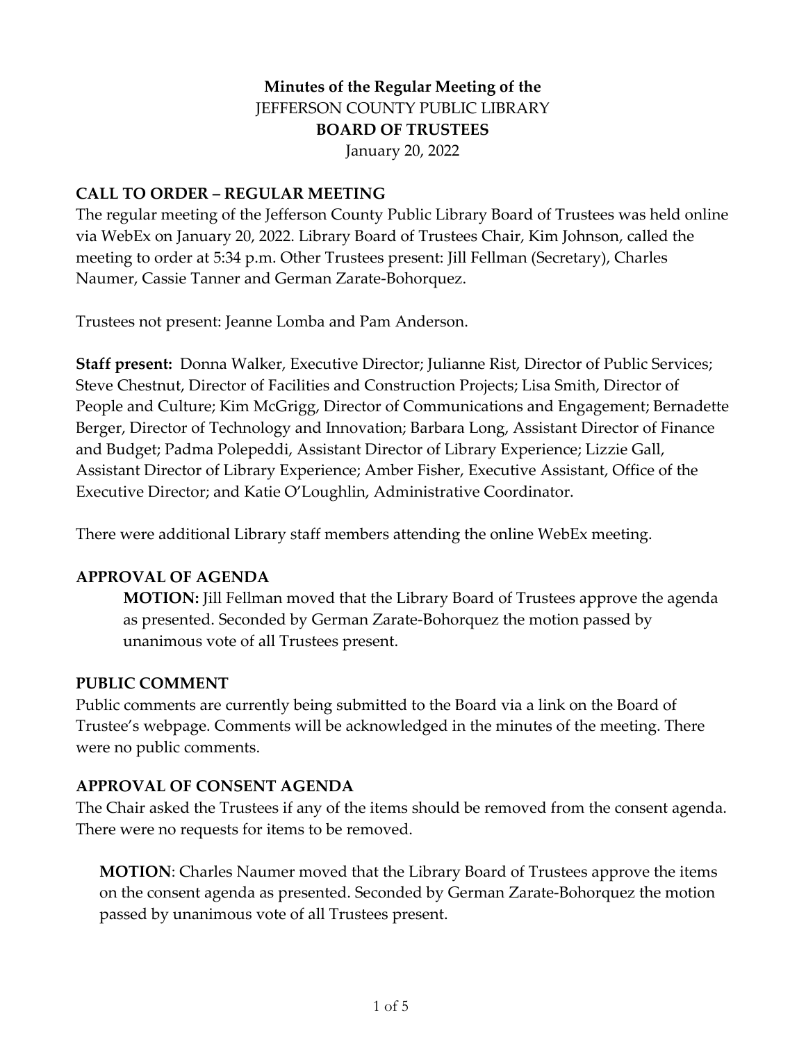**Minutes of the Regular Meeting of the**
JEFFERSON COUNTY PUBLIC LIBRARY
**BOARD OF TRUSTEES**
January 20, 2022

## CALL TO ORDER – REGULAR MEETING

The regular meeting of the Jefferson County Public Library Board of Trustees was held online via WebEx on January 20, 2022. Library Board of Trustees Chair, Kim Johnson, called the meeting to order at 5:34 p.m. Other Trustees present: Jill Fellman (Secretary), Charles Naumer, Cassie Tanner and German Zarate-Bohorquez.

Trustees not present: Jeanne Lomba and Pam Anderson.

**Staff present:** Donna Walker, Executive Director; Julianne Rist, Director of Public Services; Steve Chestnut, Director of Facilities and Construction Projects; Lisa Smith, Director of People and Culture; Kim McGrigg, Director of Communications and Engagement; Bernadette Berger, Director of Technology and Innovation; Barbara Long, Assistant Director of Finance and Budget; Padma Polepeddi, Assistant Director of Library Experience; Lizzie Gall, Assistant Director of Library Experience; Amber Fisher, Executive Assistant, Office of the Executive Director; and Katie O'Loughlin, Administrative Coordinator.

There were additional Library staff members attending the online WebEx meeting.

## APPROVAL OF AGENDA

> **MOTION:** Jill Fellman moved that the Library Board of Trustees approve the agenda as presented. Seconded by German Zarate-Bohorquez the motion passed by unanimous vote of all Trustees present.

## PUBLIC COMMENT

Public comments are currently being submitted to the Board via a link on the Board of Trustee's webpage. Comments will be acknowledged in the minutes of the meeting. There were no public comments.

## APPROVAL OF CONSENT AGENDA

The Chair asked the Trustees if any of the items should be removed from the consent agenda. There were no requests for items to be removed.

> **MOTION**: Charles Naumer moved that the Library Board of Trustees approve the items on the consent agenda as presented. Seconded by German Zarate-Bohorquez the motion passed by unanimous vote of all Trustees present.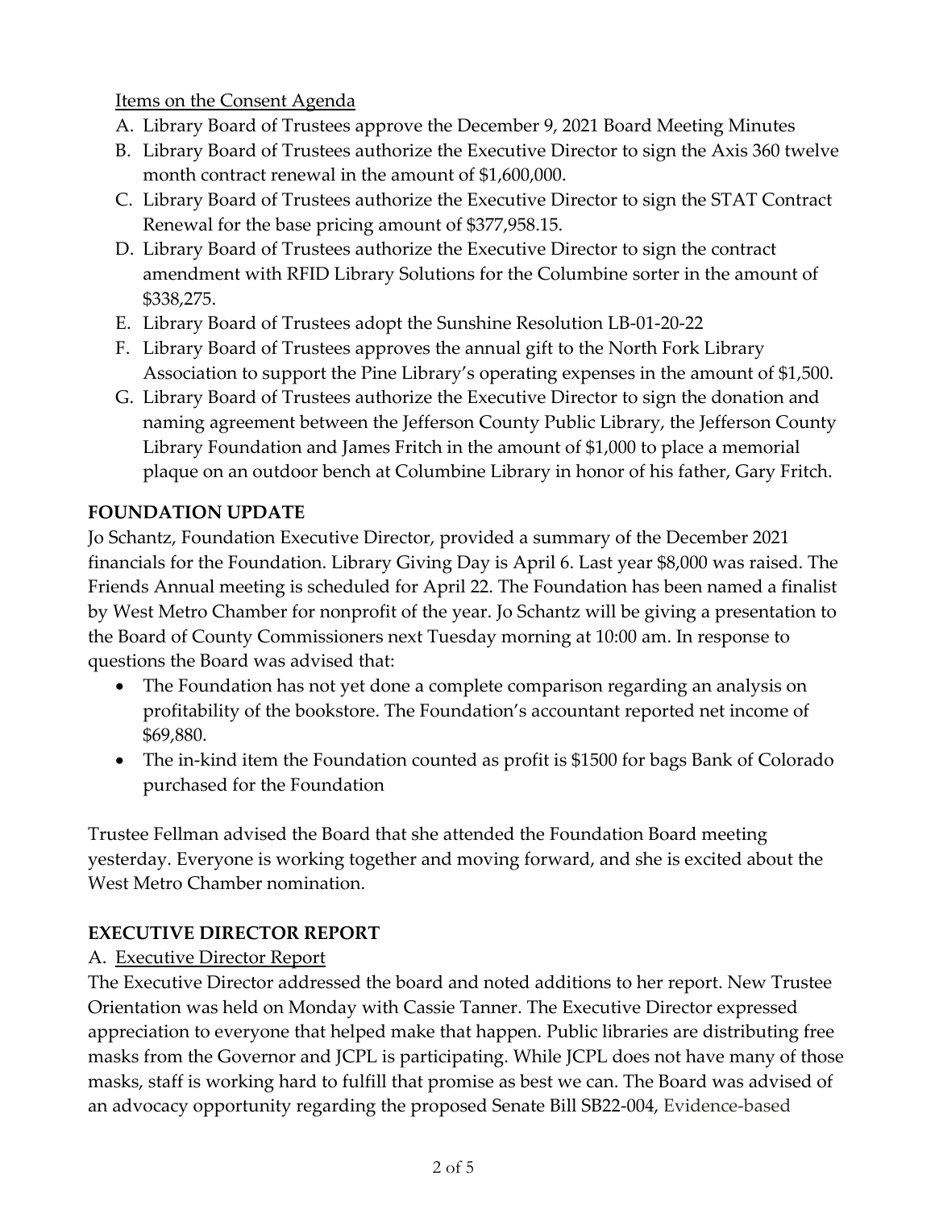Items on the Consent Agenda

A. Library Board of Trustees approve the December 9, 2021 Board Meeting Minutes
B. Library Board of Trustees authorize the Executive Director to sign the Axis 360 twelve month contract renewal in the amount of $1,600,000.
C. Library Board of Trustees authorize the Executive Director to sign the STAT Contract Renewal for the base pricing amount of $377,958.15.
D. Library Board of Trustees authorize the Executive Director to sign the contract amendment with RFID Library Solutions for the Columbine sorter in the amount of $338,275.
E. Library Board of Trustees adopt the Sunshine Resolution LB-01-20-22
F. Library Board of Trustees approves the annual gift to the North Fork Library Association to support the Pine Library's operating expenses in the amount of $1,500.
G. Library Board of Trustees authorize the Executive Director to sign the donation and naming agreement between the Jefferson County Public Library, the Jefferson County Library Foundation and James Fritch in the amount of $1,000 to place a memorial plaque on an outdoor bench at Columbine Library in honor of his father, Gary Fritch.

**FOUNDATION UPDATE**

Jo Schantz, Foundation Executive Director, provided a summary of the December 2021 financials for the Foundation. Library Giving Day is April 6. Last year $8,000 was raised. The Friends Annual meeting is scheduled for April 22. The Foundation has been named a finalist by West Metro Chamber for nonprofit of the year. Jo Schantz will be giving a presentation to the Board of County Commissioners next Tuesday morning at 10:00 am. In response to questions the Board was advised that:

- The Foundation has not yet done a complete comparison regarding an analysis on profitability of the bookstore. The Foundation's accountant reported net income of $69,880.
- The in-kind item the Foundation counted as profit is $1500 for bags Bank of Colorado purchased for the Foundation

Trustee Fellman advised the Board that she attended the Foundation Board meeting yesterday. Everyone is working together and moving forward, and she is excited about the West Metro Chamber nomination.

**EXECUTIVE DIRECTOR REPORT**

A. Executive Director Report

The Executive Director addressed the board and noted additions to her report. New Trustee Orientation was held on Monday with Cassie Tanner. The Executive Director expressed appreciation to everyone that helped make that happen. Public libraries are distributing free masks from the Governor and JCPL is participating. While JCPL does not have many of those masks, staff is working hard to fulfill that promise as best we can. The Board was advised of an advocacy opportunity regarding the proposed Senate Bill SB22-004, Evidence-based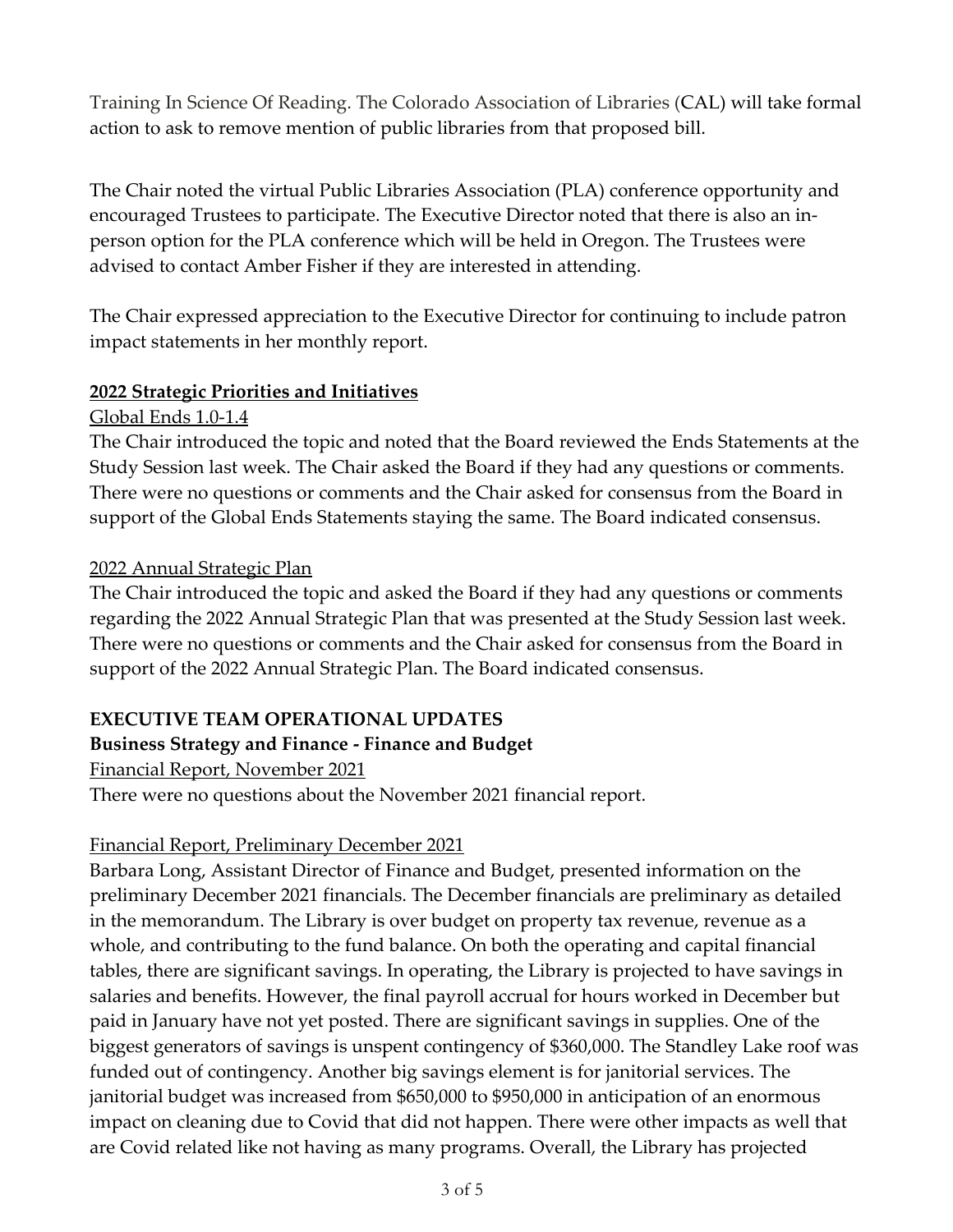Training In Science Of Reading. The Colorado Association of Libraries (CAL) will take formal action to ask to remove mention of public libraries from that proposed bill.

The Chair noted the virtual Public Libraries Association (PLA) conference opportunity and encouraged Trustees to participate. The Executive Director noted that there is also an in-person option for the PLA conference which will be held in Oregon. The Trustees were advised to contact Amber Fisher if they are interested in attending.

The Chair expressed appreciation to the Executive Director for continuing to include patron impact statements in her monthly report.

**2022 Strategic Priorities and Initiatives**

Global Ends 1.0-1.4

The Chair introduced the topic and noted that the Board reviewed the Ends Statements at the Study Session last week. The Chair asked the Board if they had any questions or comments. There were no questions or comments and the Chair asked for consensus from the Board in support of the Global Ends Statements staying the same. The Board indicated consensus.

2022 Annual Strategic Plan

The Chair introduced the topic and asked the Board if they had any questions or comments regarding the 2022 Annual Strategic Plan that was presented at the Study Session last week. There were no questions or comments and the Chair asked for consensus from the Board in support of the 2022 Annual Strategic Plan. The Board indicated consensus.

**EXECUTIVE TEAM OPERATIONAL UPDATES**

**Business Strategy and Finance - Finance and Budget**

Financial Report, November 2021

There were no questions about the November 2021 financial report.

Financial Report, Preliminary December 2021

Barbara Long, Assistant Director of Finance and Budget, presented information on the preliminary December 2021 financials. The December financials are preliminary as detailed in the memorandum. The Library is over budget on property tax revenue, revenue as a whole, and contributing to the fund balance. On both the operating and capital financial tables, there are significant savings. In operating, the Library is projected to have savings in salaries and benefits. However, the final payroll accrual for hours worked in December but paid in January have not yet posted. There are significant savings in supplies. One of the biggest generators of savings is unspent contingency of $360,000. The Standley Lake roof was funded out of contingency. Another big savings element is for janitorial services. The janitorial budget was increased from $650,000 to $950,000 in anticipation of an enormous impact on cleaning due to Covid that did not happen. There were other impacts as well that are Covid related like not having as many programs. Overall, the Library has projected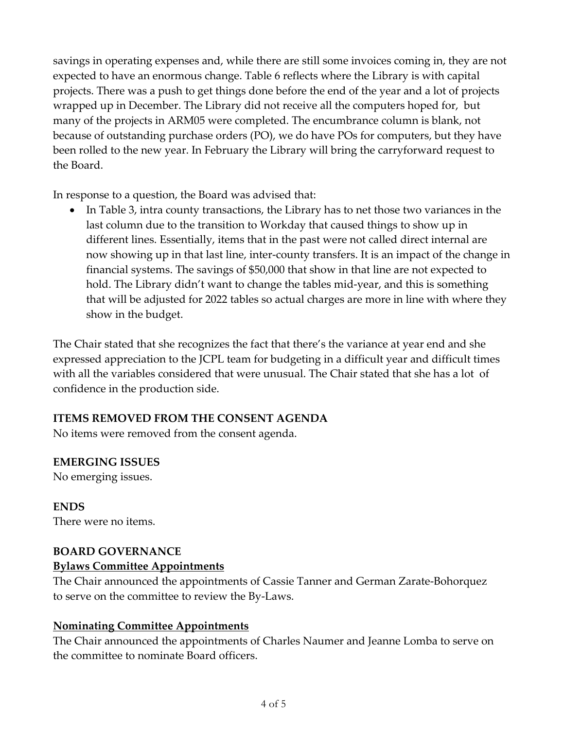savings in operating expenses and, while there are still some invoices coming in, they are not expected to have an enormous change. Table 6 reflects where the Library is with capital projects. There was a push to get things done before the end of the year and a lot of projects wrapped up in December. The Library did not receive all the computers hoped for, but many of the projects in ARM05 were completed. The encumbrance column is blank, not because of outstanding purchase orders (PO), we do have POs for computers, but they have been rolled to the new year. In February the Library will bring the carryforward request to the Board.

In response to a question, the Board was advised that:

- In Table 3, intra county transactions, the Library has to net those two variances in the last column due to the transition to Workday that caused things to show up in different lines. Essentially, items that in the past were not called direct internal are now showing up in that last line, inter-county transfers. It is an impact of the change in financial systems. The savings of $50,000 that show in that line are not expected to hold. The Library didn't want to change the tables mid-year, and this is something that will be adjusted for 2022 tables so actual charges are more in line with where they show in the budget.

The Chair stated that she recognizes the fact that there's the variance at year end and she expressed appreciation to the JCPL team for budgeting in a difficult year and difficult times with all the variables considered that were unusual. The Chair stated that she has a lot of confidence in the production side.

## ITEMS REMOVED FROM THE CONSENT AGENDA

No items were removed from the consent agenda.

## EMERGING ISSUES

No emerging issues.

## ENDS

There were no items.

## BOARD GOVERNANCE

### Bylaws Committee Appointments

The Chair announced the appointments of Cassie Tanner and German Zarate-Bohorquez to serve on the committee to review the By-Laws.

### Nominating Committee Appointments

The Chair announced the appointments of Charles Naumer and Jeanne Lomba to serve on the committee to nominate Board officers.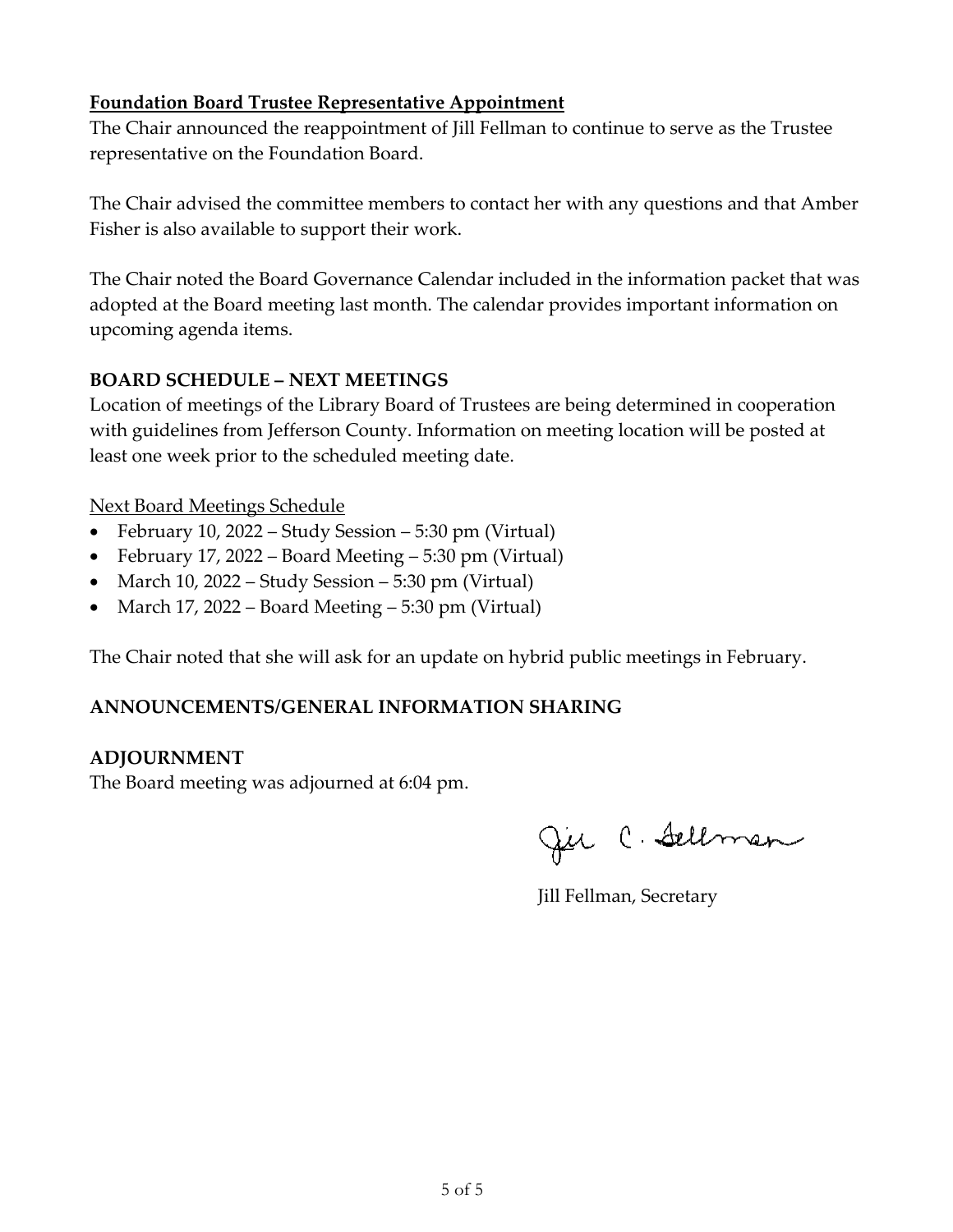**<u>Foundation Board Trustee Representative Appointment</u>**

The Chair announced the reappointment of Jill Fellman to continue to serve as the Trustee representative on the Foundation Board.

The Chair advised the committee members to contact her with any questions and that Amber Fisher is also available to support their work.

The Chair noted the Board Governance Calendar included in the information packet that was adopted at the Board meeting last month. The calendar provides important information on upcoming agenda items.

**BOARD SCHEDULE – NEXT MEETINGS**

Location of meetings of the Library Board of Trustees are being determined in cooperation with guidelines from Jefferson County. Information on meeting location will be posted at least one week prior to the scheduled meeting date.

<u>Next Board Meetings Schedule</u>

- February 10, 2022 – Study Session – 5:30 pm (Virtual)
- February 17, 2022 – Board Meeting – 5:30 pm (Virtual)
- March 10, 2022 – Study Session – 5:30 pm (Virtual)
- March 17, 2022 – Board Meeting – 5:30 pm (Virtual)

The Chair noted that she will ask for an update on hybrid public meetings in February.

**ANNOUNCEMENTS/GENERAL INFORMATION SHARING**

**ADJOURNMENT**

The Board meeting was adjourned at 6:04 pm.

Jill C. Fellman

Jill Fellman, Secretary